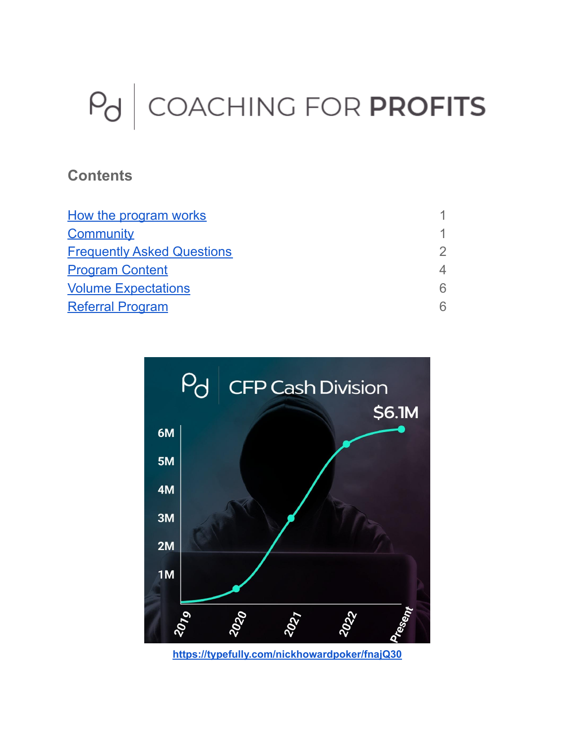# Pd | COACHING FOR PROFITS

## Contents

| | |
|---|---|
| [How the program works](#) | 1 |
| [Community](#) | 1 |
| [Frequently Asked Questions](#) | 2 |
| [Program Content](#) | 4 |
| [Volume Expectations](#) | 6 |
| [Referral Program](#) | 6 |

CFP Cash Division

$6.1M

6M
5M
4M
3M
2M
1M

2019 2020 2021 2022 Present

[https://typefully.com/nickhowardpoker/fnajQ30](https://typefully.com/nickhowardpoker/fnajQ30)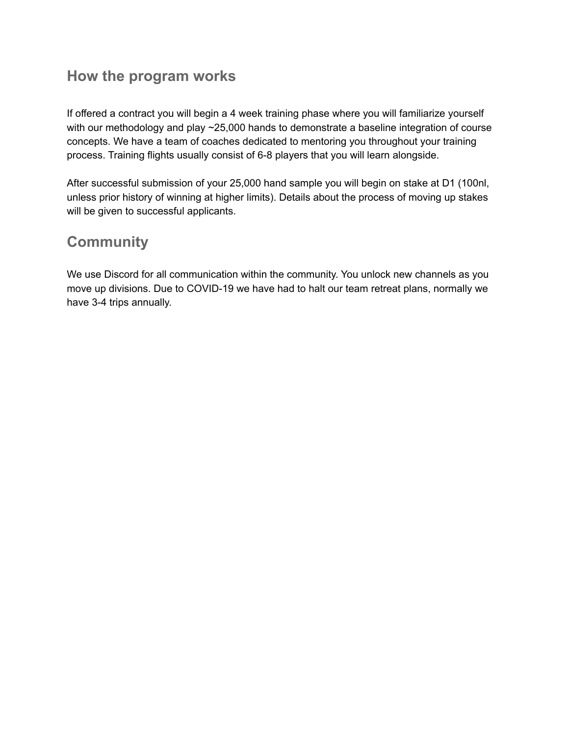## How the program works

If offered a contract you will begin a 4 week training phase where you will familiarize yourself with our methodology and play ~25,000 hands to demonstrate a baseline integration of course concepts. We have a team of coaches dedicated to mentoring you throughout your training process. Training flights usually consist of 6-8 players that you will learn alongside.

After successful submission of your 25,000 hand sample you will begin on stake at D1 (100nl, unless prior history of winning at higher limits). Details about the process of moving up stakes will be given to successful applicants.

## Community

We use Discord for all communication within the community. You unlock new channels as you move up divisions. Due to COVID-19 we have had to halt our team retreat plans, normally we have 3-4 trips annually.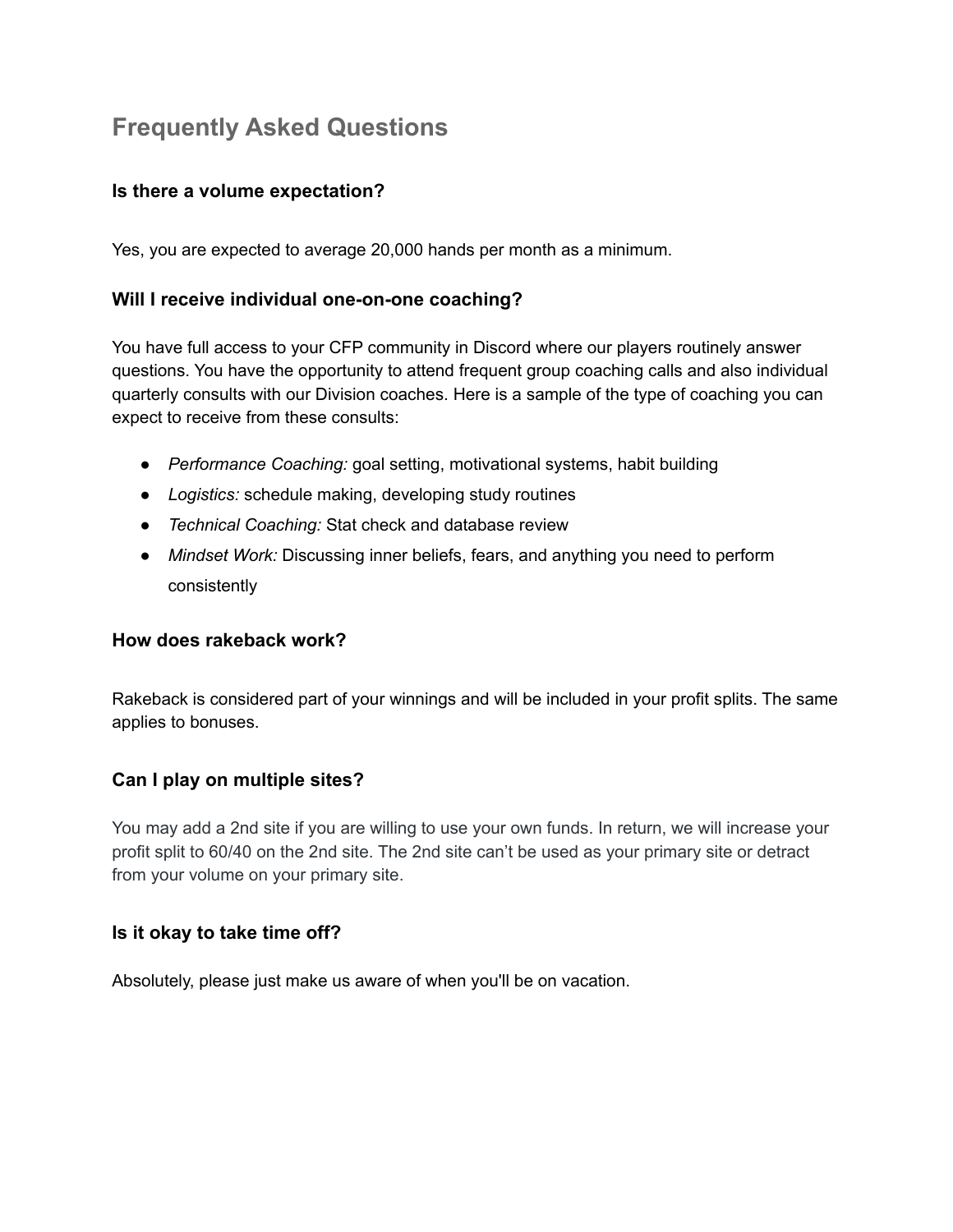# Frequently Asked Questions

### Is there a volume expectation?

Yes, you are expected to average 20,000 hands per month as a minimum.

### Will I receive individual one-on-one coaching?

You have full access to your CFP community in Discord where our players routinely answer questions. You have the opportunity to attend frequent group coaching calls and also individual quarterly consults with our Division coaches. Here is a sample of the type of coaching you can expect to receive from these consults:

- *Performance Coaching:* goal setting, motivational systems, habit building
- *Logistics:* schedule making, developing study routines
- *Technical Coaching:* Stat check and database review
- *Mindset Work:* Discussing inner beliefs, fears, and anything you need to perform consistently

### How does rakeback work?

Rakeback is considered part of your winnings and will be included in your profit splits. The same applies to bonuses.

### Can I play on multiple sites?

You may add a 2nd site if you are willing to use your own funds. In return, we will increase your profit split to 60/40 on the 2nd site. The 2nd site can't be used as your primary site or detract from your volume on your primary site.

### Is it okay to take time off?

Absolutely, please just make us aware of when you'll be on vacation.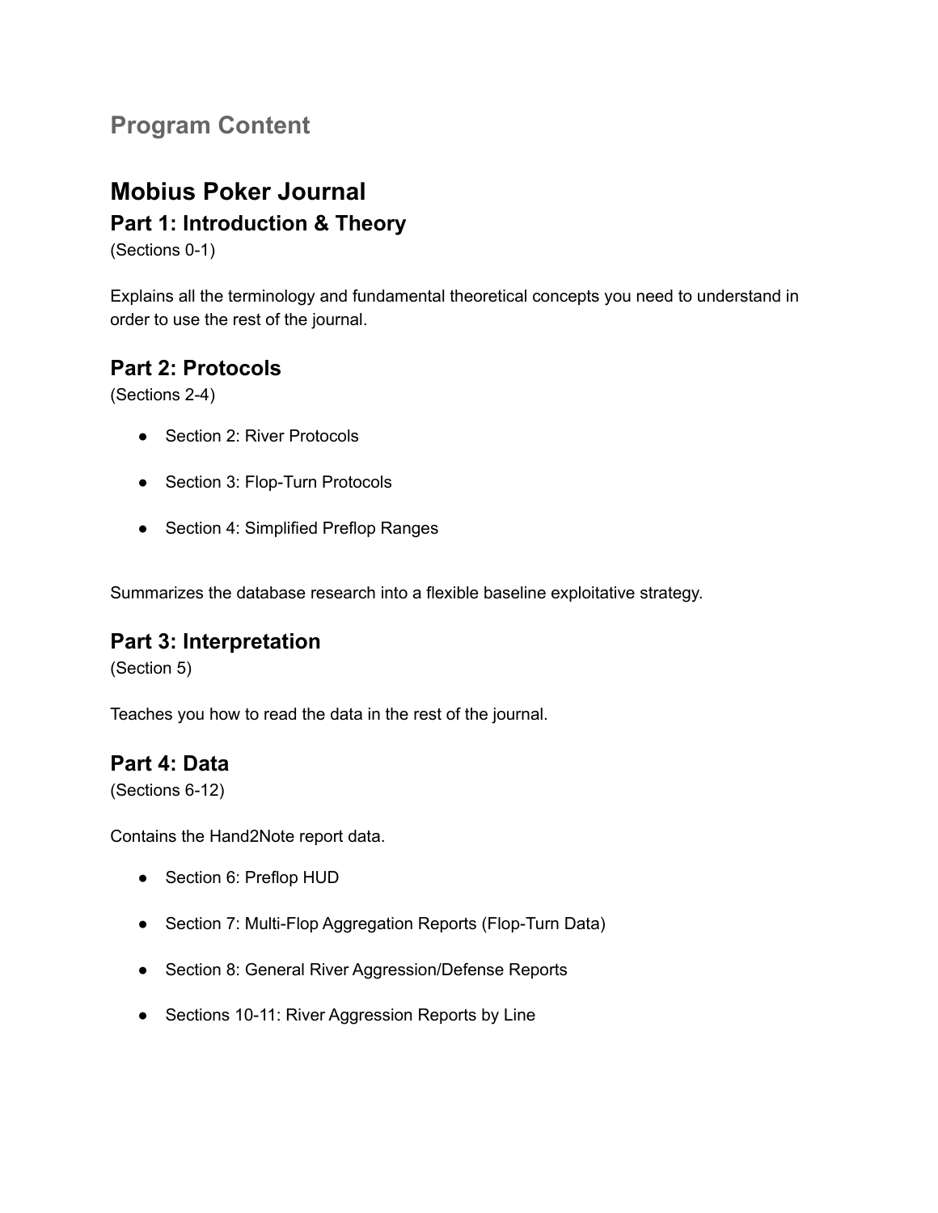## Program Content

# Mobius Poker Journal

## Part 1: Introduction & Theory

(Sections 0-1)

Explains all the terminology and fundamental theoretical concepts you need to understand in order to use the rest of the journal.

## Part 2: Protocols

(Sections 2-4)

- Section 2: River Protocols
- Section 3: Flop-Turn Protocols
- Section 4: Simplified Preflop Ranges

Summarizes the database research into a flexible baseline exploitative strategy.

## Part 3: Interpretation

(Section 5)

Teaches you how to read the data in the rest of the journal.

## Part 4: Data

(Sections 6-12)

Contains the Hand2Note report data.

- Section 6: Preflop HUD
- Section 7: Multi-Flop Aggregation Reports (Flop-Turn Data)
- Section 8: General River Aggression/Defense Reports
- Sections 10-11: River Aggression Reports by Line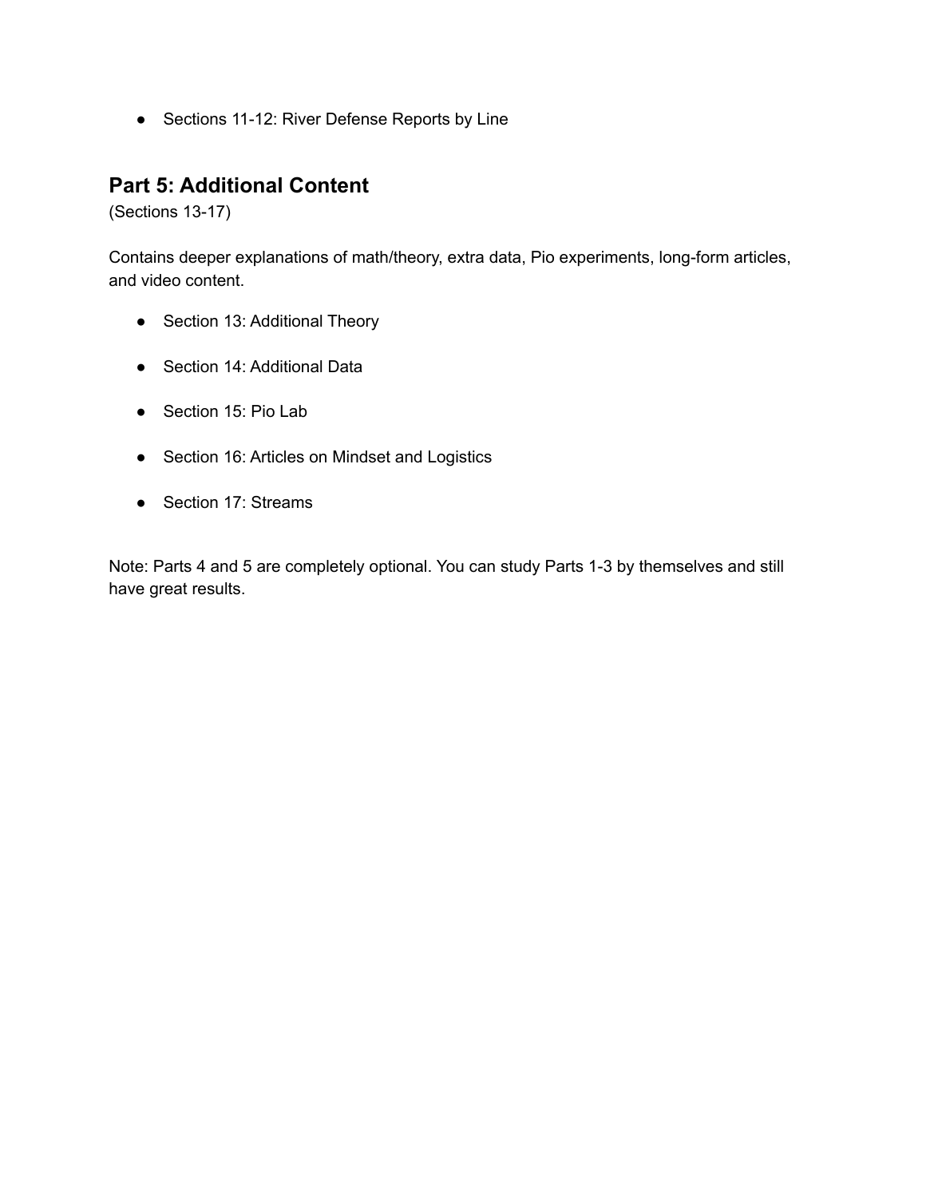- Sections 11-12: River Defense Reports by Line

## Part 5: Additional Content

(Sections 13-17)

Contains deeper explanations of math/theory, extra data, Pio experiments, long-form articles, and video content.

- Section 13: Additional Theory
- Section 14: Additional Data
- Section 15: Pio Lab
- Section 16: Articles on Mindset and Logistics
- Section 17: Streams

Note: Parts 4 and 5 are completely optional. You can study Parts 1-3 by themselves and still have great results.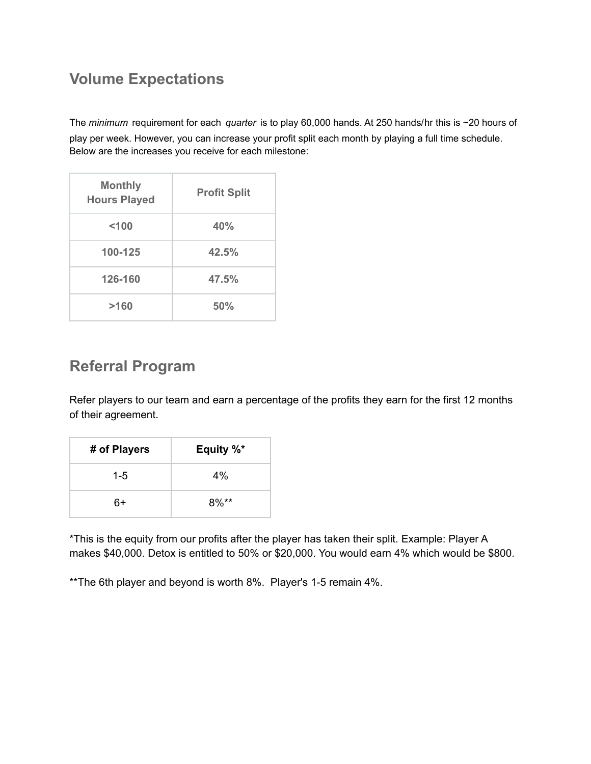## Volume Expectations

The *minimum* requirement for each *quarter* is to play 60,000 hands. At 250 hands/hr this is ~20 hours of play per week. However, you can increase your profit split each month by playing a full time schedule. Below are the increases you receive for each milestone:

| Monthly Hours Played | Profit Split |
|---|---|
| <100 | 40% |
| 100-125 | 42.5% |
| 126-160 | 47.5% |
| >160 | 50% |

## Referral Program

Refer players to our team and earn a percentage of the profits they earn for the first 12 months of their agreement.

| # of Players | Equity %* |
|---|---|
| 1-5 | 4% |
| 6+ | 8%** |

*This is the equity from our profits after the player has taken their split. Example: Player A makes $40,000. Detox is entitled to 50% or $20,000. You would earn 4% which would be $800.

**The 6th player and beyond is worth 8%. Player's 1-5 remain 4%.